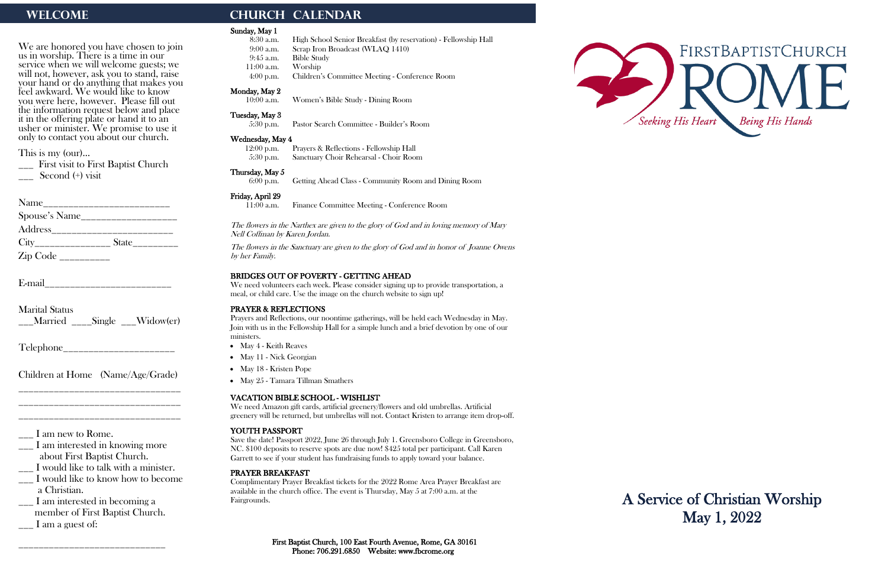## WELCOME

We are honored you have chosen to join us in worship. There is a time in our service when we will welcome guests; we will not, however, ask you to stand, raise your hand or do anything that makes you feel awkward. We would like to know you were here, however. Please fill out the information request below and place it in the offering plate or hand it to an usher or minister. We promise to use it only to contact you about our church.

This is my (our)...

___ First visit to First Baptist Church
___ Second (+) visit

Name________________________

Spouse's Name__________________

Address_______________________

City______________ State________

Zip Code _________

E-mail________________________

Marital Status
___Married ____Single ___Widow(er)

Telephone_____________________

Children at Home (Name/Age/Grade)

______________________________

______________________________

______________________________

___ I am new to Rome.
___ I am interested in knowing more about First Baptist Church.
___ I would like to talk with a minister.
___ I would like to know how to become a Christian.
___ I am interested in becoming a member of First Baptist Church.
___ I am a guest of:

____________________________

## CHURCH CALENDAR

**Sunday, May 1**

| | |
|---|---|
| 8:30 a.m. | High School Senior Breakfast (by reservation) - Fellowship Hall |
| 9:00 a.m. | Scrap Iron Broadcast (WLAQ 1410) |
| 9:45 a.m. | Bible Study |
| 11:00 a.m. | Worship |
| 4:00 p.m. | Children's Committee Meeting - Conference Room |

**Monday, May 2**

| | |
|---|---|
| 10:00 a.m. | Women's Bible Study - Dining Room |

**Tuesday, May 3**

| | |
|---|---|
| 5:30 p.m. | Pastor Search Committee - Builder's Room |

**Wednesday, May 4**

| | |
|---|---|
| 12:00 p.m. | Prayers & Reflections - Fellowship Hall |
| 5:30 p.m. | Sanctuary Choir Rehearsal - Choir Room |

**Thursday, May 5**

| | |
|---|---|
| 6:00 p.m. | Getting Ahead Class - Community Room and Dining Room |

**Friday, April 29**

| | |
|---|---|
| 11:00 a.m. | Finance Committee Meeting - Conference Room |

*The flowers in the Narthex are given to the glory of God and in loving memory of Mary Nell Coffman by Karen Jordan.*

*The flowers in the Sanctuary are given to the glory of God and in honor of Joanne Owens by her Family.*

### BRIDGES OUT OF POVERTY - GETTING AHEAD

We need volunteers each week. Please consider signing up to provide transportation, a meal, or child care. Use the image on the church website to sign up!

### PRAYER & REFLECTIONS

Prayers and Reflections, our noontime gatherings, will be held each Wednesday in May. Join with us in the Fellowship Hall for a simple lunch and a brief devotion by one of our ministers.

- May 4 - Keith Reaves
- May 11 - Nick Georgian
- May 18 - Kristen Pope
- May 25 - Tamara Tillman Smathers

### VACATION BIBLE SCHOOL - WISHLIST

We need Amazon gift cards, artificial greenery/flowers and old umbrellas. Artificial greenery will be returned, but umbrellas will not. Contact Kristen to arrange item drop-off.

### YOUTH PASSPORT

Save the date! Passport 2022, June 26 through July 1. Greensboro College in Greensboro, NC. $100 deposits to reserve spots are due now! $425 total per participant. Call Karen Garrett to see if your student has fundraising funds to apply toward your balance.

### PRAYER BREAKFAST

Complimentary Prayer Breakfast tickets for the 2022 Rome Area Prayer Breakfast are available in the church office. The event is Thursday, May 5 at 7:00 a.m. at the Fairgrounds.

**First Baptist Church, 100 East Fourth Avenue, Rome, GA 30161**
**Phone: 706.291.6850 Website: www.fbcrome.org**

FIRSTBAPTISTCHURCH
ROME
Seeking His Heart Being His Hands

# A Service of Christian Worship
# May 1, 2022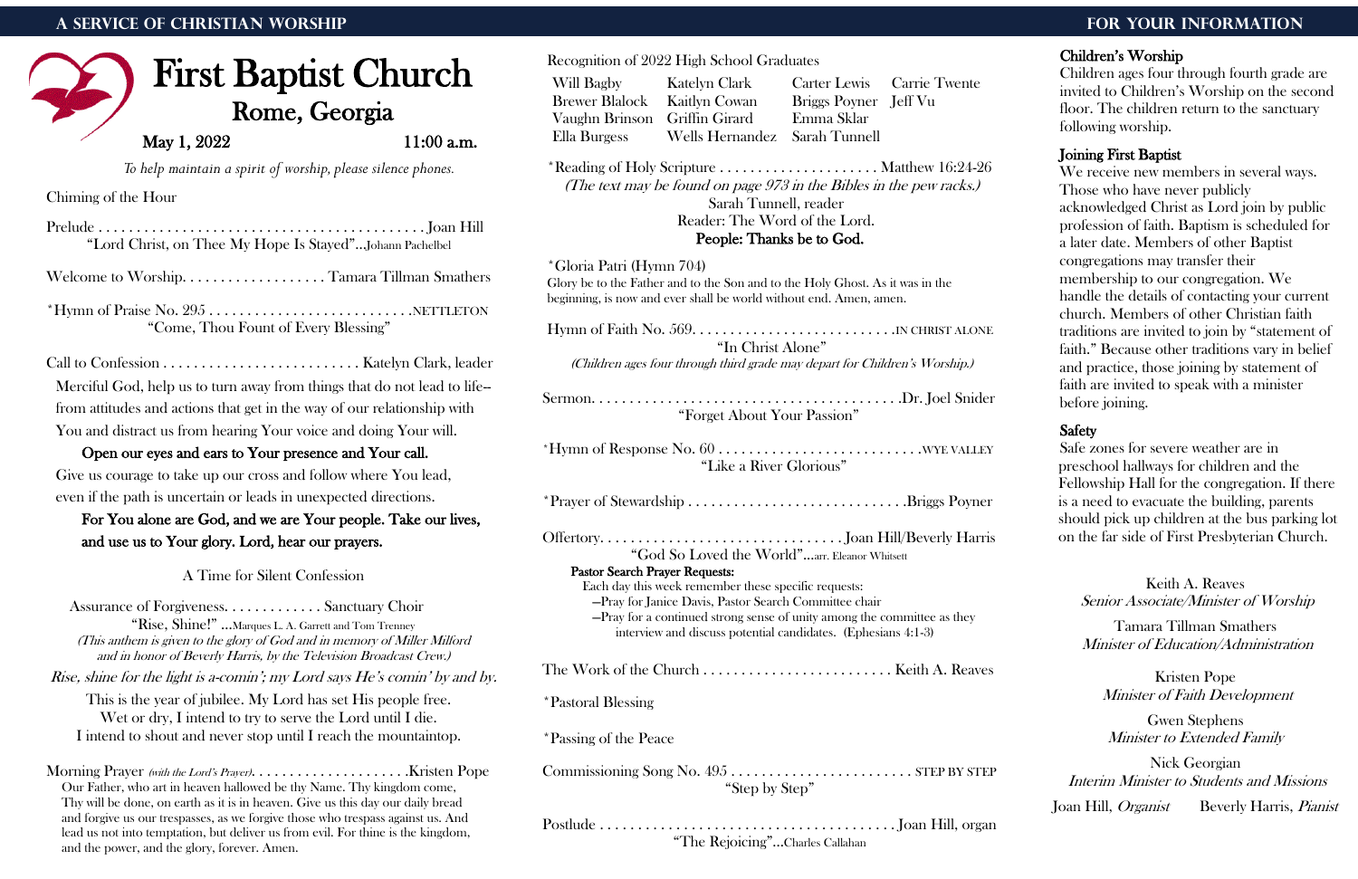## A SERVICE OF CHRISTIAN WORSHIP

# First Baptist Church

## Rome, Georgia

**May 1, 2022** **11:00 a.m.**

*To help maintain a spirit of worship, please silence phones.*

Chiming of the Hour

Prelude . . . . . . . . . . . . . . . . . . . . . . . . . . . . . . . . . . . . . . . . . . Joan Hill
"Lord Christ, on Thee My Hope Is Stayed"…Johann Pachelbel

Welcome to Worship. . . . . . . . . . . . . . . . . . . Tamara Tillman Smathers

*Hymn of Praise No. 295 . . . . . . . . . . . . . . . . . . . . . . . . . . NETTLETON
"Come, Thou Fount of Every Blessing"

Call to Confession . . . . . . . . . . . . . . . . . . . . . . . . . . Katelyn Clark, leader

Merciful God, help us to turn away from things that do not lead to life--from attitudes and actions that get in the way of our relationship with You and distract us from hearing Your voice and doing Your will.

**Open our eyes and ears to Your presence and Your call.**

Give us courage to take up our cross and follow where You lead, even if the path is uncertain or leads in unexpected directions.

**For You alone are God, and we are Your people. Take our lives, and use us to Your glory. Lord, hear our prayers.**

A Time for Silent Confession

Assurance of Forgiveness. . . . . . . . . . . . . Sanctuary Choir
"Rise, Shine!" …Marques L. A. Garrett and Tom Trenney
*(This anthem is given to the glory of God and in memory of Miller Milford and in honor of Beverly Harris, by the Television Broadcast Crew.)*

*Rise, shine for the light is a-comin'; my Lord says He's comin' by and by.*

This is the year of jubilee. My Lord has set His people free.
Wet or dry, I intend to try to serve the Lord until I die.
I intend to shout and never stop until I reach the mountaintop.

Morning Prayer *(with the Lord's Prayer)*. . . . . . . . . . . . . . . . . . . . .Kristen Pope

Our Father, who art in heaven hallowed be thy Name. Thy kingdom come, Thy will be done, on earth as it is in heaven. Give us this day our daily bread and forgive us our trespasses, as we forgive those who trespass against us. And lead us not into temptation, but deliver us from evil. For thine is the kingdom, and the power, and the glory, forever. Amen.

Recognition of 2022 High School Graduates

| | | | |
|---|---|---|---|
| Will Bagby | Katelyn Clark | Carter Lewis | Carrie Twente |
| Brewer Blalock | Kaitlyn Cowan | Briggs Poyner | Jeff Vu |
| Vaughn Brinson | Griffin Girard | Emma Sklar | |
| Ella Burgess | Wells Hernandez | Sarah Tunnell | |

*Reading of Holy Scripture . . . . . . . . . . . . . . . . . . . . Matthew 16:24-26
*(The text may be found on page 973 in the Bibles in the pew racks.)*
Sarah Tunnell, reader
Reader: The Word of the Lord.
**People: Thanks be to God.**

*Gloria Patri (Hymn 704)
Glory be to the Father and to the Son and to the Holy Ghost. As it was in the beginning, is now and ever shall be world without end. Amen, amen.

Hymn of Faith No. 569. . . . . . . . . . . . . . . . . . . . . . . . . . IN CHRIST ALONE
"In Christ Alone"
*(Children ages four through third grade may depart for Children's Worship.)*

Sermon. . . . . . . . . . . . . . . . . . . . . . . . . . . . . . . . . . . . . . . . Dr. Joel Snider
"Forget About Your Passion"

*Hymn of Response No. 60 . . . . . . . . . . . . . . . . . . . . . . . . . . WYE VALLEY
"Like a River Glorious"

*Prayer of Stewardship . . . . . . . . . . . . . . . . . . . . . . . . . . . .Briggs Poyner

Offertory. . . . . . . . . . . . . . . . . . . . . . . . . . . . . . . . Joan Hill/Beverly Harris
"God So Loved the World"…arr. Eleanor Whitsett

**Pastor Search Prayer Requests:**
Each day this week remember these specific requests:
–Pray for Janice Davis, Pastor Search Committee chair
–Pray for a continued strong sense of unity among the committee as they interview and discuss potential candidates. (Ephesians 4:1-3)

The Work of the Church . . . . . . . . . . . . . . . . . . . . . . . . . Keith A. Reaves

*Pastoral Blessing

*Passing of the Peace

Commissioning Song No. 495 . . . . . . . . . . . . . . . . . . . . . . . . STEP BY STEP
"Step by Step"

Postlude . . . . . . . . . . . . . . . . . . . . . . . . . . . . . . . . . . . . . . . Joan Hill, organ
"The Rejoicing"…Charles Callahan

## FOR YOUR INFORMATION

### Children's Worship

Children ages four through fourth grade are invited to Children's Worship on the second floor. The children return to the sanctuary following worship.

### Joining First Baptist

We receive new members in several ways. Those who have never publicly acknowledged Christ as Lord join by public profession of faith. Baptism is scheduled for a later date. Members of other Baptist congregations may transfer their membership to our congregation. We handle the details of contacting your current church. Members of other Christian faith traditions are invited to join by "statement of faith." Because other traditions vary in belief and practice, those joining by statement of faith are invited to speak with a minister before joining.

### Safety

Safe zones for severe weather are in preschool hallways for children and the Fellowship Hall for the congregation. If there is a need to evacuate the building, parents should pick up children at the bus parking lot on the far side of First Presbyterian Church.

Keith A. Reaves
*Senior Associate/Minister of Worship*

Tamara Tillman Smathers
*Minister of Education/Administration*

Kristen Pope
*Minister of Faith Development*

Gwen Stephens
*Minister to Extended Family*

Nick Georgian
*Interim Minister to Students and Missions*

Joan Hill, *Organist* Beverly Harris, *Pianist*